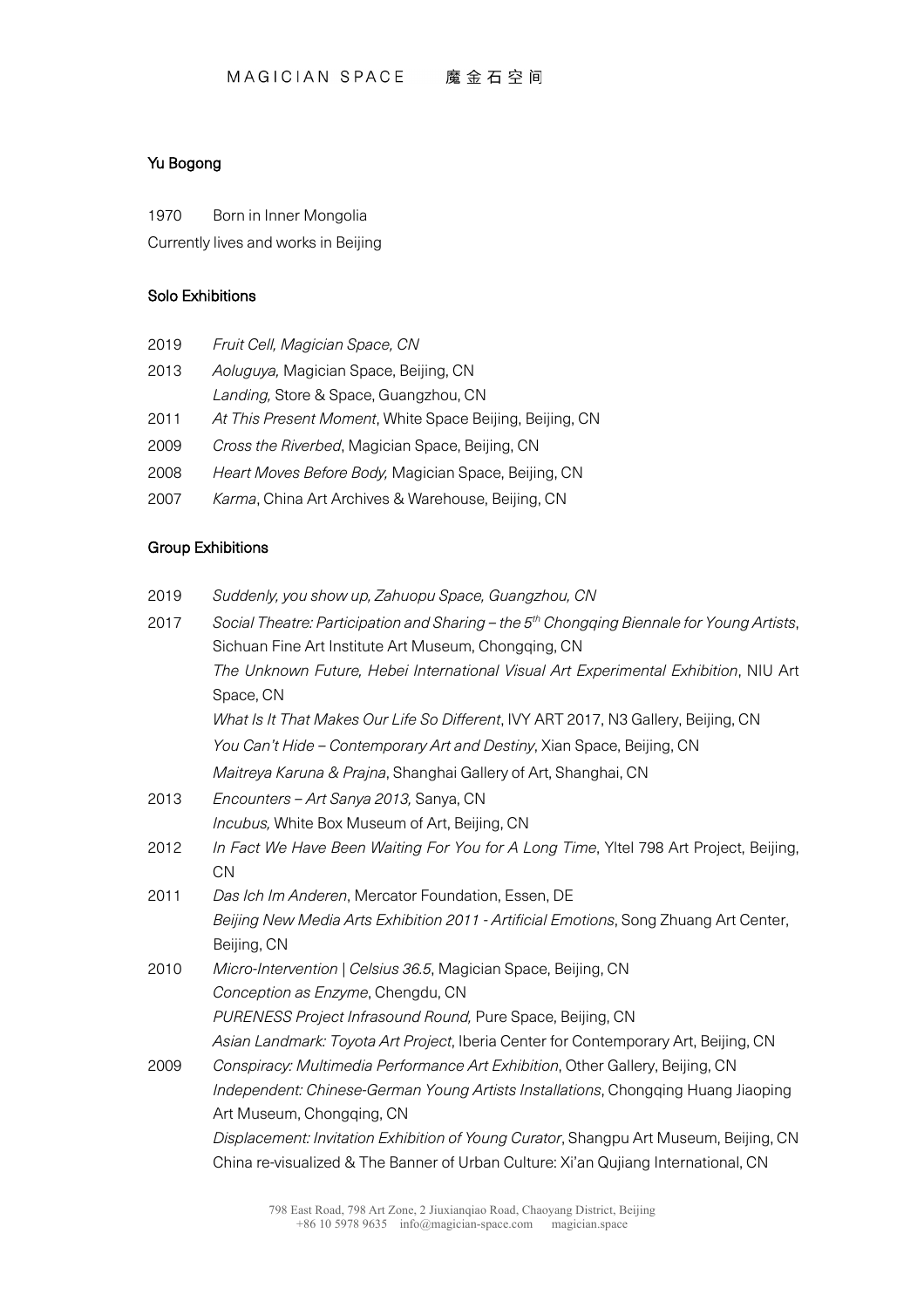MAGICIAN SPACE 魔金石空间

## Yu Bogong

1970 Born in Inner Mongolia

Currently lives and works in Beijing

### Solo Exhibitions

2019 *Fruit Cell, Magician Space, CN*

2013 *Aoluguya,* Magician Space, Beijing, CN

*Landing,* Store & Space, Guangzhou, CN

2011 *At This Present Moment*, White Space Beijing, Beijing, CN

2009 *Cross the Riverbed*, Magician Space, Beijing, CN

2008 *Heart Moves Before Body,* Magician Space, Beijing, CN

2007 *Karma*, China Art Archives & Warehouse, Beijing, CN

### Group Exhibitions

2019 *Suddenly, you show up, Zahuopu Space, Guangzhou, CN*

2017 *Social Theatre: Participation and Sharing – the 5th Chongqing Biennale for Young Artists*, Sichuan Fine Art Institute Art Museum, Chongqing, CN

*The Unknown Future, Hebei International Visual Art Experimental Exhibition*, NIU Art Space, CN

*What Is It That Makes Our Life So Different*, IVY ART 2017, N3 Gallery, Beijing, CN

*You Can't Hide – Contemporary Art and Destiny*, Xian Space, Beijing, CN

*Maitreya Karuna & Prajna*, Shanghai Gallery of Art, Shanghai, CN

2013 *Encounters – Art Sanya 2013,* Sanya, CN

*Incubus,* White Box Museum of Art, Beijing, CN

2012 *In Fact We Have Been Waiting For You for A Long Time*, Yltel 798 Art Project, Beijing, CN

2011 *Das Ich Im Anderen*, Mercator Foundation, Essen, DE

*Beijing New Media Arts Exhibition 2011 - Artificial Emotions*, Song Zhuang Art Center, Beijing, CN

2010 *Micro-Intervention | Celsius 36.5*, Magician Space, Beijing, CN

*Conception as Enzyme*, Chengdu, CN

*PURENESS Project Infrasound Round,* Pure Space, Beijing, CN

*Asian Landmark: Toyota Art Project*, Iberia Center for Contemporary Art, Beijing, CN

2009 *Conspiracy: Multimedia Performance Art Exhibition*, Other Gallery, Beijing, CN

*Independent: Chinese-German Young Artists Installations*, Chongqing Huang Jiaoping Art Museum, Chongqing, CN

*Displacement: Invitation Exhibition of Young Curator*, Shangpu Art Museum, Beijing, CN

China re-visualized & The Banner of Urban Culture: Xi'an Qujiang International, CN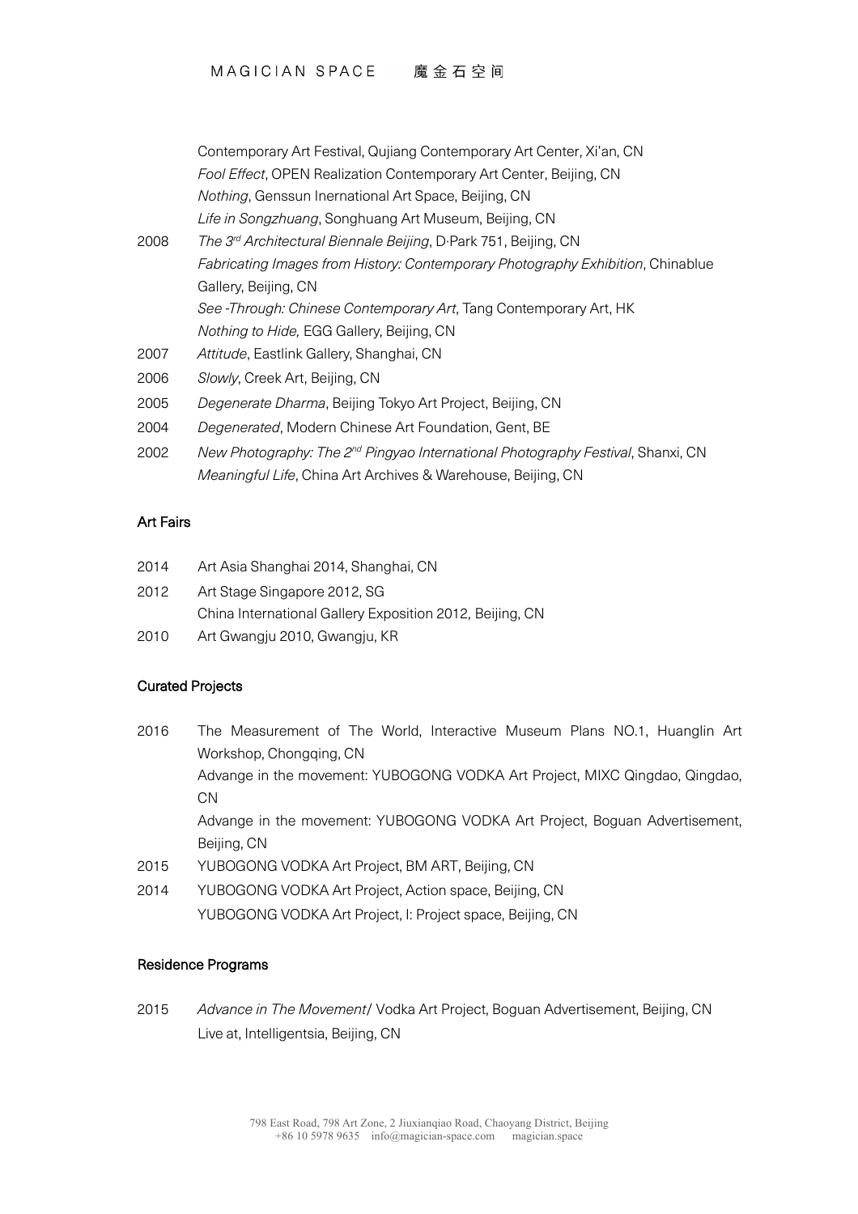Contemporary Art Festival, Qujiang Contemporary Art Center, Xi'an, CN
*Fool Effect*, OPEN Realization Contemporary Art Center, Beijing, CN
*Nothing*, Genssun Inernational Art Space, Beijing, CN
*Life in Songzhuang*, Songhuang Art Museum, Beijing, CN

2008 *The 3rd Architectural Biennale Beijing*, D·Park 751, Beijing, CN
*Fabricating Images from History: Contemporary Photography Exhibition*, Chinablue Gallery, Beijing, CN
*See -Through: Chinese Contemporary Art*, Tang Contemporary Art, HK
*Nothing to Hide,* EGG Gallery, Beijing, CN

2007 *Attitude*, Eastlink Gallery, Shanghai, CN

2006 *Slowly*, Creek Art, Beijing, CN

2005 *Degenerate Dharma*, Beijing Tokyo Art Project, Beijing, CN

2004 *Degenerated*, Modern Chinese Art Foundation, Gent, BE

2002 *New Photography: The 2nd Pingyao International Photography Festival*, Shanxi, CN
*Meaningful Life*, China Art Archives & Warehouse, Beijing, CN

### Art Fairs

2014 Art Asia Shanghai 2014, Shanghai, CN

2012 Art Stage Singapore 2012, SG
China International Gallery Exposition 2012, Beijing, CN

2010 Art Gwangju 2010, Gwangju, KR

### Curated Projects

2016 The Measurement of The World, Interactive Museum Plans NO.1, Huanglin Art Workshop, Chongqing, CN
Advange in the movement: YUBOGONG VODKA Art Project, MIXC Qingdao, Qingdao, CN
Advange in the movement: YUBOGONG VODKA Art Project, Boguan Advertisement, Beijing, CN

2015 YUBOGONG VODKA Art Project, BM ART, Beijing, CN

2014 YUBOGONG VODKA Art Project, Action space, Beijing, CN
YUBOGONG VODKA Art Project, I: Project space, Beijing, CN

### Residence Programs

2015 *Advance in The Movement*/ Vodka Art Project, Boguan Advertisement, Beijing, CN
Live at, Intelligentsia, Beijing, CN